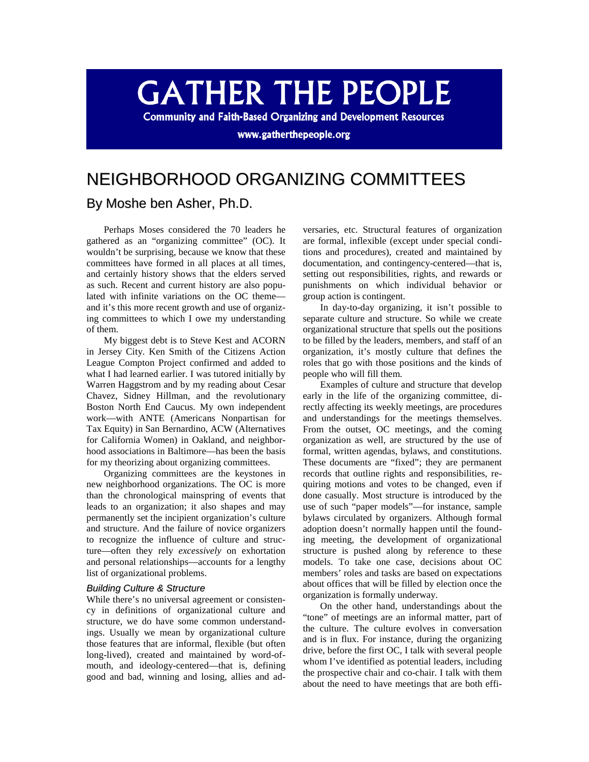# GATHER THE PEOPLE

**Community and Faith-Based Organizing and Development Resources**

**www.gatherthepeople.org**

# NEIGHBORHOOD ORGANIZING COMMITTEES

## By Moshe ben Asher, Ph.D.

Perhaps Moses considered the 70 leaders he gathered as an "organizing committee" (OC). It wouldn't be surprising, because we know that these committees have formed in all places at all times, and certainly history shows that the elders served as such. Recent and current history are also populated with infinite variations on the OC theme—and it's this more recent growth and use of organizing committees to which I owe my understanding of them.

My biggest debt is to Steve Kest and ACORN in Jersey City. Ken Smith of the Citizens Action League Compton Project confirmed and added to what I had learned earlier. I was tutored initially by Warren Haggstrom and by my reading about Cesar Chavez, Sidney Hillman, and the revolutionary Boston North End Caucus. My own independent work—with ANTE (Americans Nonpartisan for Tax Equity) in San Bernardino, ACW (Alternatives for California Women) in Oakland, and neighborhood associations in Baltimore—has been the basis for my theorizing about organizing committees.

Organizing committees are the keystones in new neighborhood organizations. The OC is more than the chronological mainspring of events that leads to an organization; it also shapes and may permanently set the incipient organization's culture and structure. And the failure of novice organizers to recognize the influence of culture and structure—often they rely *excessively* on exhortation and personal relationships—accounts for a lengthy list of organizational problems.

### *Building Culture & Structure*

While there's no universal agreement or consistency in definitions of organizational culture and structure, we do have some common understandings. Usually we mean by organizational culture those features that are informal, flexible (but often long-lived), created and maintained by word-of-mouth, and ideology-centered—that is, defining good and bad, winning and losing, allies and adversaries, etc. Structural features of organization are formal, inflexible (except under special conditions and procedures), created and maintained by documentation, and contingency-centered—that is, setting out responsibilities, rights, and rewards or punishments on which individual behavior or group action is contingent.

In day-to-day organizing, it isn't possible to separate culture and structure. So while we create organizational structure that spells out the positions to be filled by the leaders, members, and staff of an organization, it's mostly culture that defines the roles that go with those positions and the kinds of people who will fill them.

Examples of culture and structure that develop early in the life of the organizing committee, directly affecting its weekly meetings, are procedures and understandings for the meetings themselves. From the outset, OC meetings, and the coming organization as well, are structured by the use of formal, written agendas, bylaws, and constitutions. These documents are "fixed"; they are permanent records that outline rights and responsibilities, requiring motions and votes to be changed, even if done casually. Most structure is introduced by the use of such "paper models"—for instance, sample bylaws circulated by organizers. Although formal adoption doesn't normally happen until the founding meeting, the development of organizational structure is pushed along by reference to these models. To take one case, decisions about OC members' roles and tasks are based on expectations about offices that will be filled by election once the organization is formally underway.

On the other hand, understandings about the "tone" of meetings are an informal matter, part of the culture. The culture evolves in conversation and is in flux. For instance, during the organizing drive, before the first OC, I talk with several people whom I've identified as potential leaders, including the prospective chair and co-chair. I talk with them about the need to have meetings that are both effi-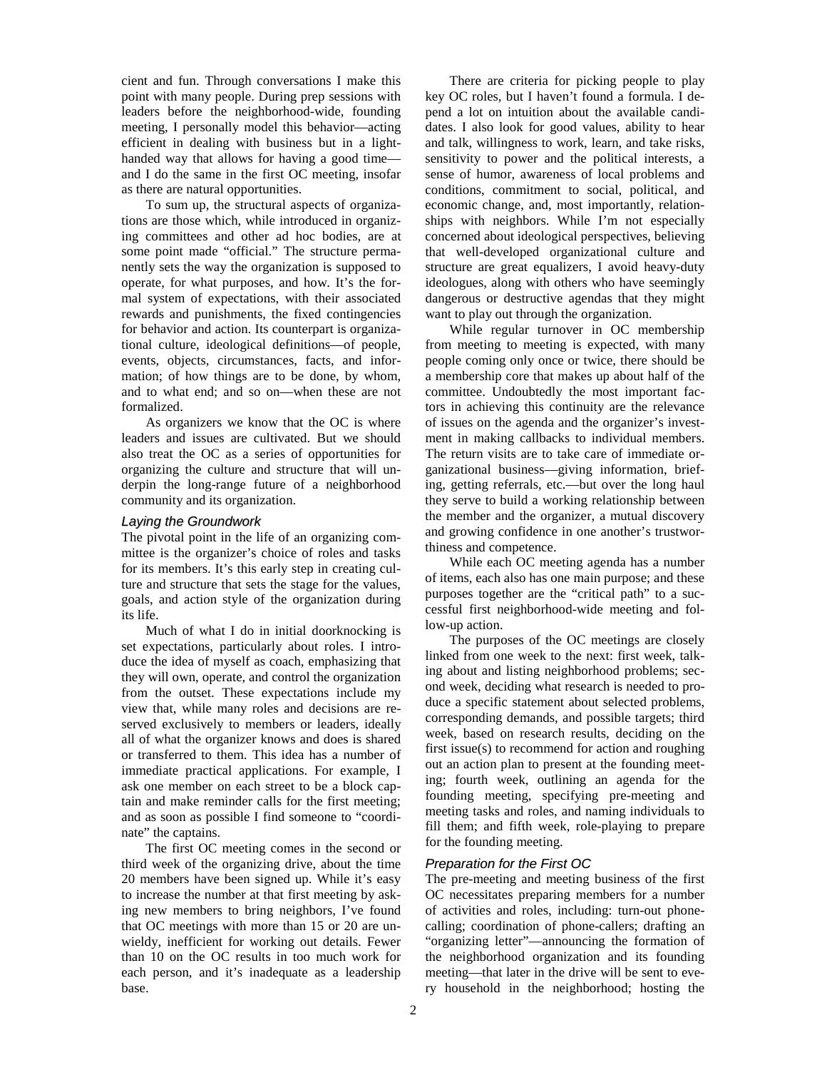cient and fun. Through conversations I make this point with many people. During prep sessions with leaders before the neighborhood-wide, founding meeting, I personally model this behavior—acting efficient in dealing with business but in a light-handed way that allows for having a good time—and I do the same in the first OC meeting, insofar as there are natural opportunities.

To sum up, the structural aspects of organizations are those which, while introduced in organizing committees and other ad hoc bodies, are at some point made "official." The structure permanently sets the way the organization is supposed to operate, for what purposes, and how. It's the formal system of expectations, with their associated rewards and punishments, the fixed contingencies for behavior and action. Its counterpart is organizational culture, ideological definitions—of people, events, objects, circumstances, facts, and information; of how things are to be done, by whom, and to what end; and so on—when these are not formalized.

As organizers we know that the OC is where leaders and issues are cultivated. But we should also treat the OC as a series of opportunities for organizing the culture and structure that will underpin the long-range future of a neighborhood community and its organization.

### *Laying the Groundwork*

The pivotal point in the life of an organizing committee is the organizer's choice of roles and tasks for its members. It's this early step in creating culture and structure that sets the stage for the values, goals, and action style of the organization during its life.

Much of what I do in initial doorknocking is set expectations, particularly about roles. I introduce the idea of myself as coach, emphasizing that they will own, operate, and control the organization from the outset. These expectations include my view that, while many roles and decisions are reserved exclusively to members or leaders, ideally all of what the organizer knows and does is shared or transferred to them. This idea has a number of immediate practical applications. For example, I ask one member on each street to be a block captain and make reminder calls for the first meeting; and as soon as possible I find someone to "coordinate" the captains.

The first OC meeting comes in the second or third week of the organizing drive, about the time 20 members have been signed up. While it's easy to increase the number at that first meeting by asking new members to bring neighbors, I've found that OC meetings with more than 15 or 20 are unwieldy, inefficient for working out details. Fewer than 10 on the OC results in too much work for each person, and it's inadequate as a leadership base.

There are criteria for picking people to play key OC roles, but I haven't found a formula. I depend a lot on intuition about the available candidates. I also look for good values, ability to hear and talk, willingness to work, learn, and take risks, sensitivity to power and the political interests, a sense of humor, awareness of local problems and conditions, commitment to social, political, and economic change, and, most importantly, relationships with neighbors. While I'm not especially concerned about ideological perspectives, believing that well-developed organizational culture and structure are great equalizers, I avoid heavy-duty ideologues, along with others who have seemingly dangerous or destructive agendas that they might want to play out through the organization.

While regular turnover in OC membership from meeting to meeting is expected, with many people coming only once or twice, there should be a membership core that makes up about half of the committee. Undoubtedly the most important factors in achieving this continuity are the relevance of issues on the agenda and the organizer's investment in making callbacks to individual members. The return visits are to take care of immediate organizational business—giving information, briefing, getting referrals, etc.—but over the long haul they serve to build a working relationship between the member and the organizer, a mutual discovery and growing confidence in one another's trustworthiness and competence.

While each OC meeting agenda has a number of items, each also has one main purpose; and these purposes together are the "critical path" to a successful first neighborhood-wide meeting and follow-up action.

The purposes of the OC meetings are closely linked from one week to the next: first week, talking about and listing neighborhood problems; second week, deciding what research is needed to produce a specific statement about selected problems, corresponding demands, and possible targets; third week, based on research results, deciding on the first issue(s) to recommend for action and roughing out an action plan to present at the founding meeting; fourth week, outlining an agenda for the founding meeting, specifying pre-meeting and meeting tasks and roles, and naming individuals to fill them; and fifth week, role-playing to prepare for the founding meeting.

### *Preparation for the First OC*

The pre-meeting and meeting business of the first OC necessitates preparing members for a number of activities and roles, including: turn-out phone-calling; coordination of phone-callers; drafting an "organizing letter"—announcing the formation of the neighborhood organization and its founding meeting—that later in the drive will be sent to every household in the neighborhood; hosting the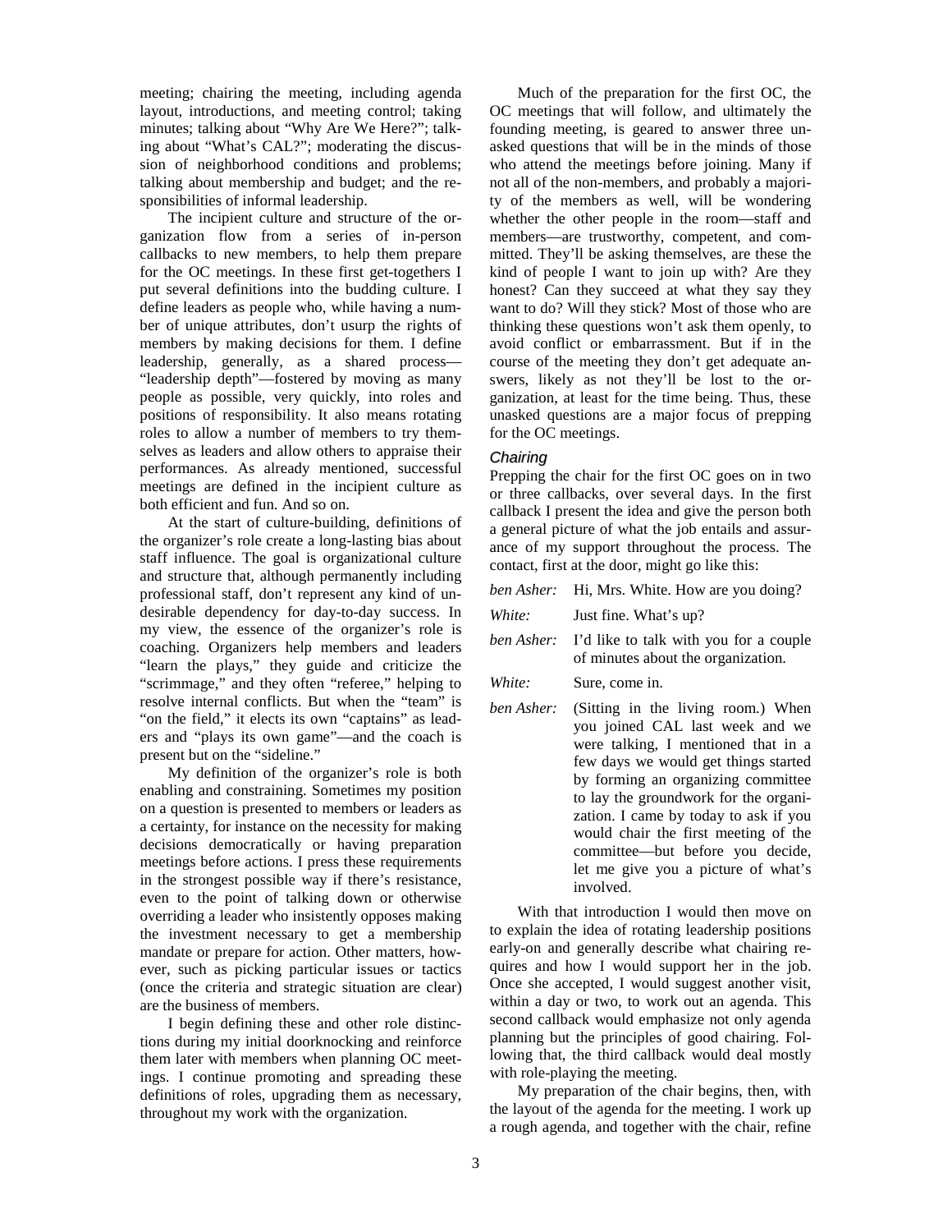meeting; chairing the meeting, including agenda layout, introductions, and meeting control; taking minutes; talking about "Why Are We Here?"; talking about "What's CAL?"; moderating the discussion of neighborhood conditions and problems; talking about membership and budget; and the responsibilities of informal leadership.

The incipient culture and structure of the organization flow from a series of in-person callbacks to new members, to help them prepare for the OC meetings. In these first get-togethers I put several definitions into the budding culture. I define leaders as people who, while having a number of unique attributes, don't usurp the rights of members by making decisions for them. I define leadership, generally, as a shared process—"leadership depth"—fostered by moving as many people as possible, very quickly, into roles and positions of responsibility. It also means rotating roles to allow a number of members to try themselves as leaders and allow others to appraise their performances. As already mentioned, successful meetings are defined in the incipient culture as both efficient and fun. And so on.

At the start of culture-building, definitions of the organizer's role create a long-lasting bias about staff influence. The goal is organizational culture and structure that, although permanently including professional staff, don't represent any kind of undesirable dependency for day-to-day success. In my view, the essence of the organizer's role is coaching. Organizers help members and leaders "learn the plays," they guide and criticize the "scrimmage," and they often "referee," helping to resolve internal conflicts. But when the "team" is "on the field," it elects its own "captains" as leaders and "plays its own game"—and the coach is present but on the "sideline."

My definition of the organizer's role is both enabling and constraining. Sometimes my position on a question is presented to members or leaders as a certainty, for instance on the necessity for making decisions democratically or having preparation meetings before actions. I press these requirements in the strongest possible way if there's resistance, even to the point of talking down or otherwise overriding a leader who insistently opposes making the investment necessary to get a membership mandate or prepare for action. Other matters, however, such as picking particular issues or tactics (once the criteria and strategic situation are clear) are the business of members.

I begin defining these and other role distinctions during my initial doorknocking and reinforce them later with members when planning OC meetings. I continue promoting and spreading these definitions of roles, upgrading them as necessary, throughout my work with the organization.

Much of the preparation for the first OC, the OC meetings that will follow, and ultimately the founding meeting, is geared to answer three unasked questions that will be in the minds of those who attend the meetings before joining. Many if not all of the non-members, and probably a majority of the members as well, will be wondering whether the other people in the room—staff and members—are trustworthy, competent, and committed. They'll be asking themselves, are these the kind of people I want to join up with? Are they honest? Can they succeed at what they say they want to do? Will they stick? Most of those who are thinking these questions won't ask them openly, to avoid conflict or embarrassment. But if in the course of the meeting they don't get adequate answers, likely as not they'll be lost to the organization, at least for the time being. Thus, these unasked questions are a major focus of prepping for the OC meetings.

### *Chairing*

Prepping the chair for the first OC goes on in two or three callbacks, over several days. In the first callback I present the idea and give the person both a general picture of what the job entails and assurance of my support throughout the process. The contact, first at the door, might go like this:

*ben Asher:* Hi, Mrs. White. How are you doing?

*White:* Just fine. What's up?

*ben Asher:* I'd like to talk with you for a couple of minutes about the organization.

*White:* Sure, come in.

*ben Asher:* (Sitting in the living room.) When you joined CAL last week and we were talking, I mentioned that in a few days we would get things started by forming an organizing committee to lay the groundwork for the organization. I came by today to ask if you would chair the first meeting of the committee—but before you decide, let me give you a picture of what's involved.

With that introduction I would then move on to explain the idea of rotating leadership positions early-on and generally describe what chairing requires and how I would support her in the job. Once she accepted, I would suggest another visit, within a day or two, to work out an agenda. This second callback would emphasize not only agenda planning but the principles of good chairing. Following that, the third callback would deal mostly with role-playing the meeting.

My preparation of the chair begins, then, with the layout of the agenda for the meeting. I work up a rough agenda, and together with the chair, refine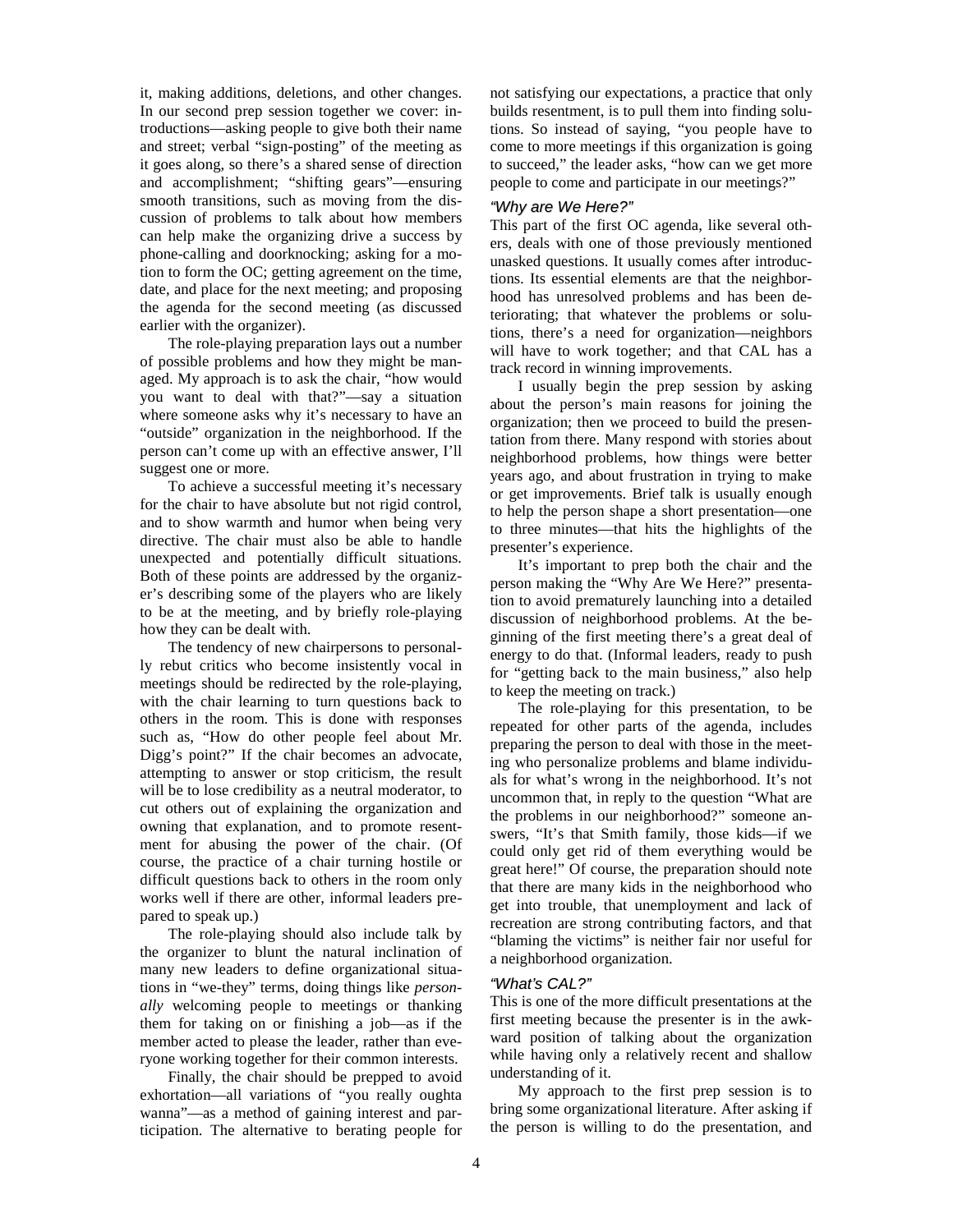it, making additions, deletions, and other changes. In our second prep session together we cover: introductions—asking people to give both their name and street; verbal "sign-posting" of the meeting as it goes along, so there's a shared sense of direction and accomplishment; "shifting gears"—ensuring smooth transitions, such as moving from the discussion of problems to talk about how members can help make the organizing drive a success by phone-calling and doorknocking; asking for a motion to form the OC; getting agreement on the time, date, and place for the next meeting; and proposing the agenda for the second meeting (as discussed earlier with the organizer).

The role-playing preparation lays out a number of possible problems and how they might be managed. My approach is to ask the chair, "how would you want to deal with that?"—say a situation where someone asks why it's necessary to have an "outside" organization in the neighborhood. If the person can't come up with an effective answer, I'll suggest one or more.

To achieve a successful meeting it's necessary for the chair to have absolute but not rigid control, and to show warmth and humor when being very directive. The chair must also be able to handle unexpected and potentially difficult situations. Both of these points are addressed by the organizer's describing some of the players who are likely to be at the meeting, and by briefly role-playing how they can be dealt with.

The tendency of new chairpersons to personally rebut critics who become insistently vocal in meetings should be redirected by the role-playing, with the chair learning to turn questions back to others in the room. This is done with responses such as, "How do other people feel about Mr. Digg's point?" If the chair becomes an advocate, attempting to answer or stop criticism, the result will be to lose credibility as a neutral moderator, to cut others out of explaining the organization and owning that explanation, and to promote resentment for abusing the power of the chair. (Of course, the practice of a chair turning hostile or difficult questions back to others in the room only works well if there are other, informal leaders prepared to speak up.)

The role-playing should also include talk by the organizer to blunt the natural inclination of many new leaders to define organizational situations in "we-they" terms, doing things like *personally* welcoming people to meetings or thanking them for taking on or finishing a job—as if the member acted to please the leader, rather than everyone working together for their common interests.

Finally, the chair should be prepped to avoid exhortation—all variations of "you really oughta wanna"—as a method of gaining interest and participation. The alternative to berating people for not satisfying our expectations, a practice that only builds resentment, is to pull them into finding solutions. So instead of saying, "you people have to come to more meetings if this organization is going to succeed," the leader asks, "how can we get more people to come and participate in our meetings?"

### *"Why are We Here?"*

This part of the first OC agenda, like several others, deals with one of those previously mentioned unasked questions. It usually comes after introductions. Its essential elements are that the neighborhood has unresolved problems and has been deteriorating; that whatever the problems or solutions, there's a need for organization—neighbors will have to work together; and that CAL has a track record in winning improvements.

I usually begin the prep session by asking about the person's main reasons for joining the organization; then we proceed to build the presentation from there. Many respond with stories about neighborhood problems, how things were better years ago, and about frustration in trying to make or get improvements. Brief talk is usually enough to help the person shape a short presentation—one to three minutes—that hits the highlights of the presenter's experience.

It's important to prep both the chair and the person making the "Why Are We Here?" presentation to avoid prematurely launching into a detailed discussion of neighborhood problems. At the beginning of the first meeting there's a great deal of energy to do that. (Informal leaders, ready to push for "getting back to the main business," also help to keep the meeting on track.)

The role-playing for this presentation, to be repeated for other parts of the agenda, includes preparing the person to deal with those in the meeting who personalize problems and blame individuals for what's wrong in the neighborhood. It's not uncommon that, in reply to the question "What are the problems in our neighborhood?" someone answers, "It's that Smith family, those kids—if we could only get rid of them everything would be great here!" Of course, the preparation should note that there are many kids in the neighborhood who get into trouble, that unemployment and lack of recreation are strong contributing factors, and that "blaming the victims" is neither fair nor useful for a neighborhood organization.

### *"What's CAL?"*

This is one of the more difficult presentations at the first meeting because the presenter is in the awkward position of talking about the organization while having only a relatively recent and shallow understanding of it.

My approach to the first prep session is to bring some organizational literature. After asking if the person is willing to do the presentation, and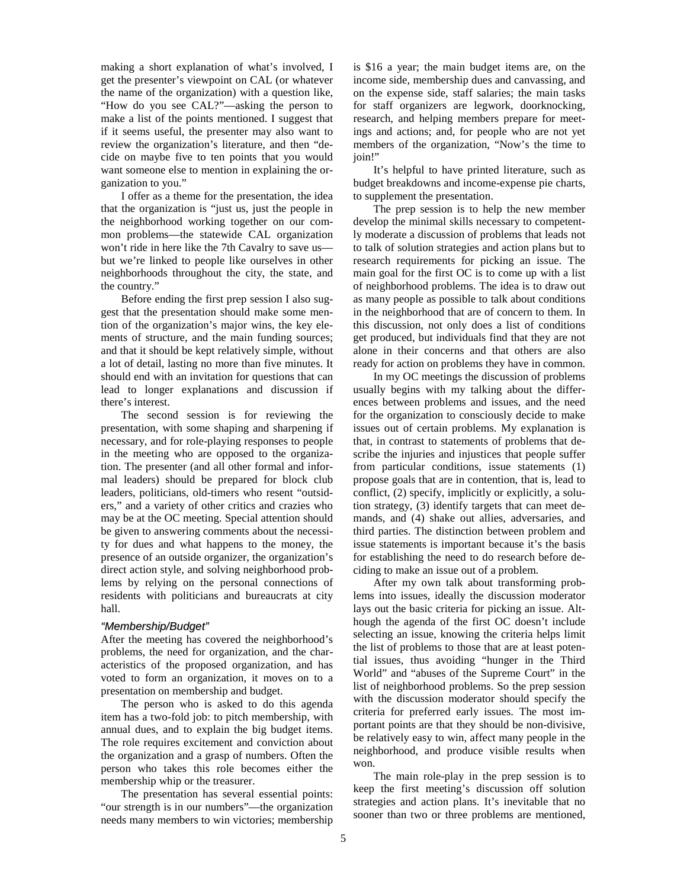making a short explanation of what's involved, I get the presenter's viewpoint on CAL (or whatever the name of the organization) with a question like, "How do you see CAL?"—asking the person to make a list of the points mentioned. I suggest that if it seems useful, the presenter may also want to review the organization's literature, and then "decide on maybe five to ten points that you would want someone else to mention in explaining the organization to you."

I offer as a theme for the presentation, the idea that the organization is "just us, just the people in the neighborhood working together on our common problems—the statewide CAL organization won't ride in here like the 7th Cavalry to save us—but we're linked to people like ourselves in other neighborhoods throughout the city, the state, and the country."

Before ending the first prep session I also suggest that the presentation should make some mention of the organization's major wins, the key elements of structure, and the main funding sources; and that it should be kept relatively simple, without a lot of detail, lasting no more than five minutes. It should end with an invitation for questions that can lead to longer explanations and discussion if there's interest.

The second session is for reviewing the presentation, with some shaping and sharpening if necessary, and for role-playing responses to people in the meeting who are opposed to the organization. The presenter (and all other formal and informal leaders) should be prepared for block club leaders, politicians, old-timers who resent "outsiders," and a variety of other critics and crazies who may be at the OC meeting. Special attention should be given to answering comments about the necessity for dues and what happens to the money, the presence of an outside organizer, the organization's direct action style, and solving neighborhood problems by relying on the personal connections of residents with politicians and bureaucrats at city hall.

### *"Membership/Budget"*

After the meeting has covered the neighborhood's problems, the need for organization, and the characteristics of the proposed organization, and has voted to form an organization, it moves on to a presentation on membership and budget.

The person who is asked to do this agenda item has a two-fold job: to pitch membership, with annual dues, and to explain the big budget items. The role requires excitement and conviction about the organization and a grasp of numbers. Often the person who takes this role becomes either the membership whip or the treasurer.

The presentation has several essential points: "our strength is in our numbers"—the organization needs many members to win victories; membership is $16 a year; the main budget items are, on the income side, membership dues and canvassing, and on the expense side, staff salaries; the main tasks for staff organizers are legwork, doorknocking, research, and helping members prepare for meetings and actions; and, for people who are not yet members of the organization, "Now's the time to join!"

It's helpful to have printed literature, such as budget breakdowns and income-expense pie charts, to supplement the presentation.

The prep session is to help the new member develop the minimal skills necessary to competently moderate a discussion of problems that leads not to talk of solution strategies and action plans but to research requirements for picking an issue. The main goal for the first OC is to come up with a list of neighborhood problems. The idea is to draw out as many people as possible to talk about conditions in the neighborhood that are of concern to them. In this discussion, not only does a list of conditions get produced, but individuals find that they are not alone in their concerns and that others are also ready for action on problems they have in common.

In my OC meetings the discussion of problems usually begins with my talking about the differences between problems and issues, and the need for the organization to consciously decide to make issues out of certain problems. My explanation is that, in contrast to statements of problems that describe the injuries and injustices that people suffer from particular conditions, issue statements (1) propose goals that are in contention, that is, lead to conflict, (2) specify, implicitly or explicitly, a solution strategy, (3) identify targets that can meet demands, and (4) shake out allies, adversaries, and third parties. The distinction between problem and issue statements is important because it's the basis for establishing the need to do research before deciding to make an issue out of a problem.

After my own talk about transforming problems into issues, ideally the discussion moderator lays out the basic criteria for picking an issue. Although the agenda of the first OC doesn't include selecting an issue, knowing the criteria helps limit the list of problems to those that are at least potential issues, thus avoiding "hunger in the Third World" and "abuses of the Supreme Court" in the list of neighborhood problems. So the prep session with the discussion moderator should specify the criteria for preferred early issues. The most important points are that they should be non-divisive, be relatively easy to win, affect many people in the neighborhood, and produce visible results when won.

The main role-play in the prep session is to keep the first meeting's discussion off solution strategies and action plans. It's inevitable that no sooner than two or three problems are mentioned,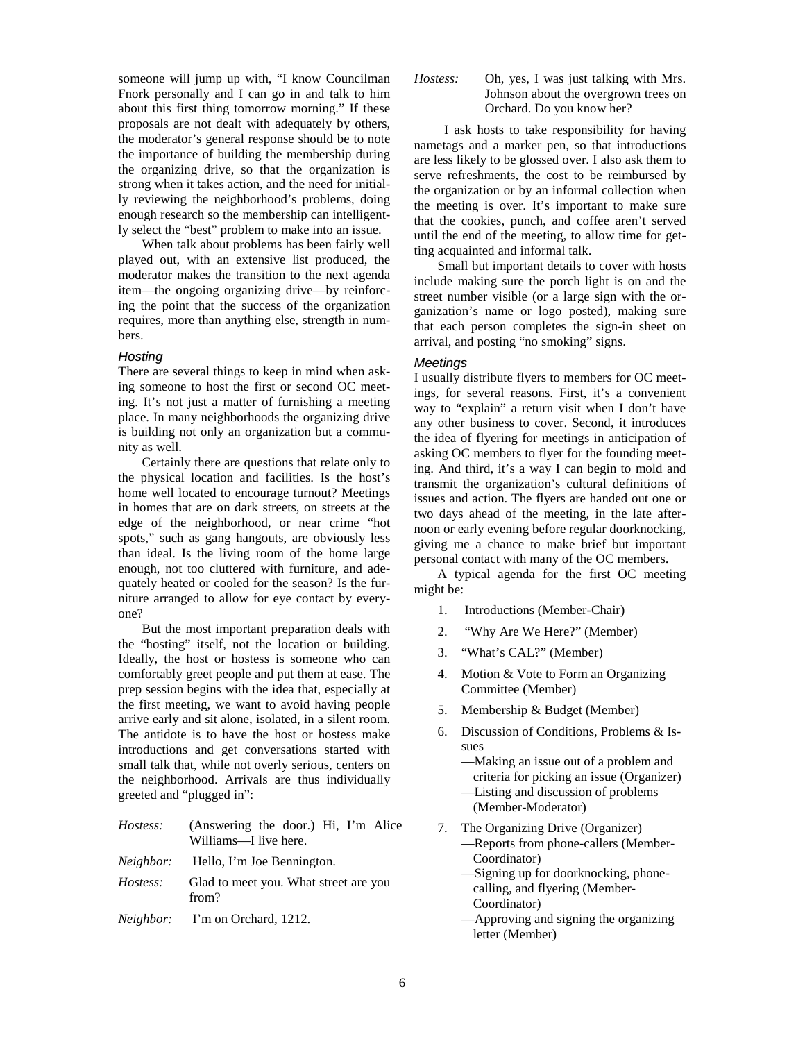someone will jump up with, "I know Councilman Fnork personally and I can go in and talk to him about this first thing tomorrow morning." If these proposals are not dealt with adequately by others, the moderator's general response should be to note the importance of building the membership during the organizing drive, so that the organization is strong when it takes action, and the need for initially reviewing the neighborhood's problems, doing enough research so the membership can intelligently select the "best" problem to make into an issue.

When talk about problems has been fairly well played out, with an extensive list produced, the moderator makes the transition to the next agenda item—the ongoing organizing drive—by reinforcing the point that the success of the organization requires, more than anything else, strength in numbers.

### *Hosting*

There are several things to keep in mind when asking someone to host the first or second OC meeting. It's not just a matter of furnishing a meeting place. In many neighborhoods the organizing drive is building not only an organization but a community as well.

Certainly there are questions that relate only to the physical location and facilities. Is the host's home well located to encourage turnout? Meetings in homes that are on dark streets, on streets at the edge of the neighborhood, or near crime "hot spots," such as gang hangouts, are obviously less than ideal. Is the living room of the home large enough, not too cluttered with furniture, and adequately heated or cooled for the season? Is the furniture arranged to allow for eye contact by everyone?

But the most important preparation deals with the "hosting" itself, not the location or building. Ideally, the host or hostess is someone who can comfortably greet people and put them at ease. The prep session begins with the idea that, especially at the first meeting, we want to avoid having people arrive early and sit alone, isolated, in a silent room. The antidote is to have the host or hostess make introductions and get conversations started with small talk that, while not overly serious, centers on the neighborhood. Arrivals are thus individually greeted and "plugged in":

*Hostess:* (Answering the door.) Hi, I'm Alice Williams—I live here.

*Neighbor:* Hello, I'm Joe Bennington.

*Hostess:* Glad to meet you. What street are you from?

*Neighbor:* I'm on Orchard, 1212.

*Hostess:* Oh, yes, I was just talking with Mrs. Johnson about the overgrown trees on Orchard. Do you know her?

I ask hosts to take responsibility for having nametags and a marker pen, so that introductions are less likely to be glossed over. I also ask them to serve refreshments, the cost to be reimbursed by the organization or by an informal collection when the meeting is over. It's important to make sure that the cookies, punch, and coffee aren't served until the end of the meeting, to allow time for getting acquainted and informal talk.

Small but important details to cover with hosts include making sure the porch light is on and the street number visible (or a large sign with the organization's name or logo posted), making sure that each person completes the sign-in sheet on arrival, and posting "no smoking" signs.

### *Meetings*

I usually distribute flyers to members for OC meetings, for several reasons. First, it's a convenient way to "explain" a return visit when I don't have any other business to cover. Second, it introduces the idea of flyering for meetings in anticipation of asking OC members to flyer for the founding meeting. And third, it's a way I can begin to mold and transmit the organization's cultural definitions of issues and action. The flyers are handed out one or two days ahead of the meeting, in the late afternoon or early evening before regular doorknocking, giving me a chance to make brief but important personal contact with many of the OC members.

A typical agenda for the first OC meeting might be:

1. Introductions (Member-Chair)
2. "Why Are We Here?" (Member)
3. "What's CAL?" (Member)
4. Motion & Vote to Form an Organizing Committee (Member)
5. Membership & Budget (Member)
6. Discussion of Conditions, Problems & Issues
   —Making an issue out of a problem and criteria for picking an issue (Organizer)
   —Listing and discussion of problems (Member-Moderator)
7. The Organizing Drive (Organizer)
   —Reports from phone-callers (Member-Coordinator)
   —Signing up for doorknocking, phone-calling, and flyering (Member-Coordinator)
   —Approving and signing the organizing letter (Member)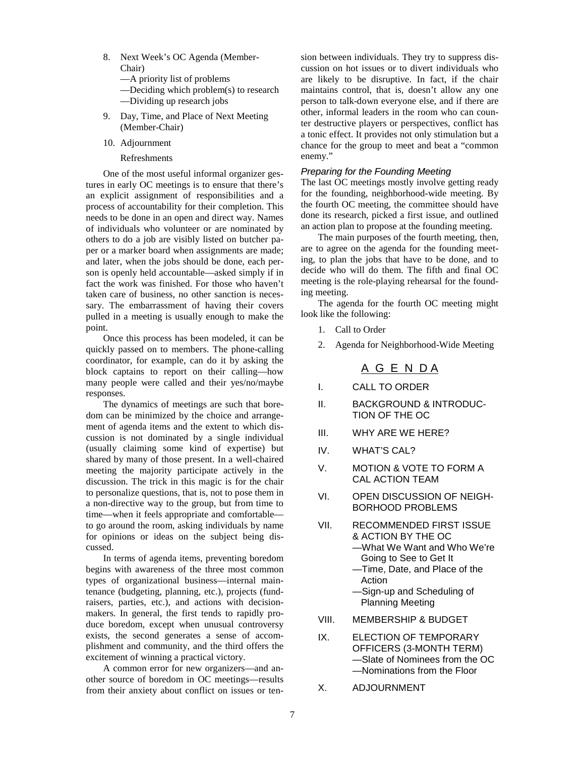8. Next Week's OC Agenda (Member-Chair)
   —A priority list of problems
   —Deciding which problem(s) to research
   —Dividing up research jobs
9. Day, Time, and Place of Next Meeting (Member-Chair)
10. Adjournment

    Refreshments

One of the most useful informal organizer gestures in early OC meetings is to ensure that there's an explicit assignment of responsibilities and a process of accountability for their completion. This needs to be done in an open and direct way. Names of individuals who volunteer or are nominated by others to do a job are visibly listed on butcher paper or a marker board when assignments are made; and later, when the jobs should be done, each person is openly held accountable—asked simply if in fact the work was finished. For those who haven't taken care of business, no other sanction is necessary. The embarrassment of having their covers pulled in a meeting is usually enough to make the point.

Once this process has been modeled, it can be quickly passed on to members. The phone-calling coordinator, for example, can do it by asking the block captains to report on their calling—how many people were called and their yes/no/maybe responses.

The dynamics of meetings are such that boredom can be minimized by the choice and arrangement of agenda items and the extent to which discussion is not dominated by a single individual (usually claiming some kind of expertise) but shared by many of those present. In a well-chaired meeting the majority participate actively in the discussion. The trick in this magic is for the chair to personalize questions, that is, not to pose them in a non-directive way to the group, but from time to time—when it feels appropriate and comfortable—to go around the room, asking individuals by name for opinions or ideas on the subject being discussed.

In terms of agenda items, preventing boredom begins with awareness of the three most common types of organizational business—internal maintenance (budgeting, planning, etc.), projects (fundraisers, parties, etc.), and actions with decision-makers. In general, the first tends to rapidly produce boredom, except when unusual controversy exists, the second generates a sense of accomplishment and community, and the third offers the excitement of winning a practical victory.

A common error for new organizers—and another source of boredom in OC meetings—results from their anxiety about conflict on issues or tension between individuals. They try to suppress discussion on hot issues or to divert individuals who are likely to be disruptive. In fact, if the chair maintains control, that is, doesn't allow any one person to talk-down everyone else, and if there are other, informal leaders in the room who can counter destructive players or perspectives, conflict has a tonic effect. It provides not only stimulation but a chance for the group to meet and beat a "common enemy."

### *Preparing for the Founding Meeting*

The last OC meetings mostly involve getting ready for the founding, neighborhood-wide meeting. By the fourth OC meeting, the committee should have done its research, picked a first issue, and outlined an action plan to propose at the founding meeting.

The main purposes of the fourth meeting, then, are to agree on the agenda for the founding meeting, to plan the jobs that have to be done, and to decide who will do them. The fifth and final OC meeting is the role-playing rehearsal for the founding meeting.

The agenda for the fourth OC meeting might look like the following:

1. Call to Order
2. Agenda for Neighborhood-Wide Meeting

<u>A G E N D A</u>

I. CALL TO ORDER

II. BACKGROUND & INTRODUCTION OF THE OC

III. WHY ARE WE HERE?

IV. WHAT'S CAL?

V. MOTION & VOTE TO FORM A CAL ACTION TEAM

VI. OPEN DISCUSSION OF NEIGHBORHOOD PROBLEMS

VII. RECOMMENDED FIRST ISSUE & ACTION BY THE OC
   —What We Want and Who We're Going to See to Get It
   —Time, Date, and Place of the Action
   —Sign-up and Scheduling of Planning Meeting

VIII. MEMBERSHIP & BUDGET

IX. ELECTION OF TEMPORARY OFFICERS (3-MONTH TERM)
   —Slate of Nominees from the OC
   —Nominations from the Floor

X. ADJOURNMENT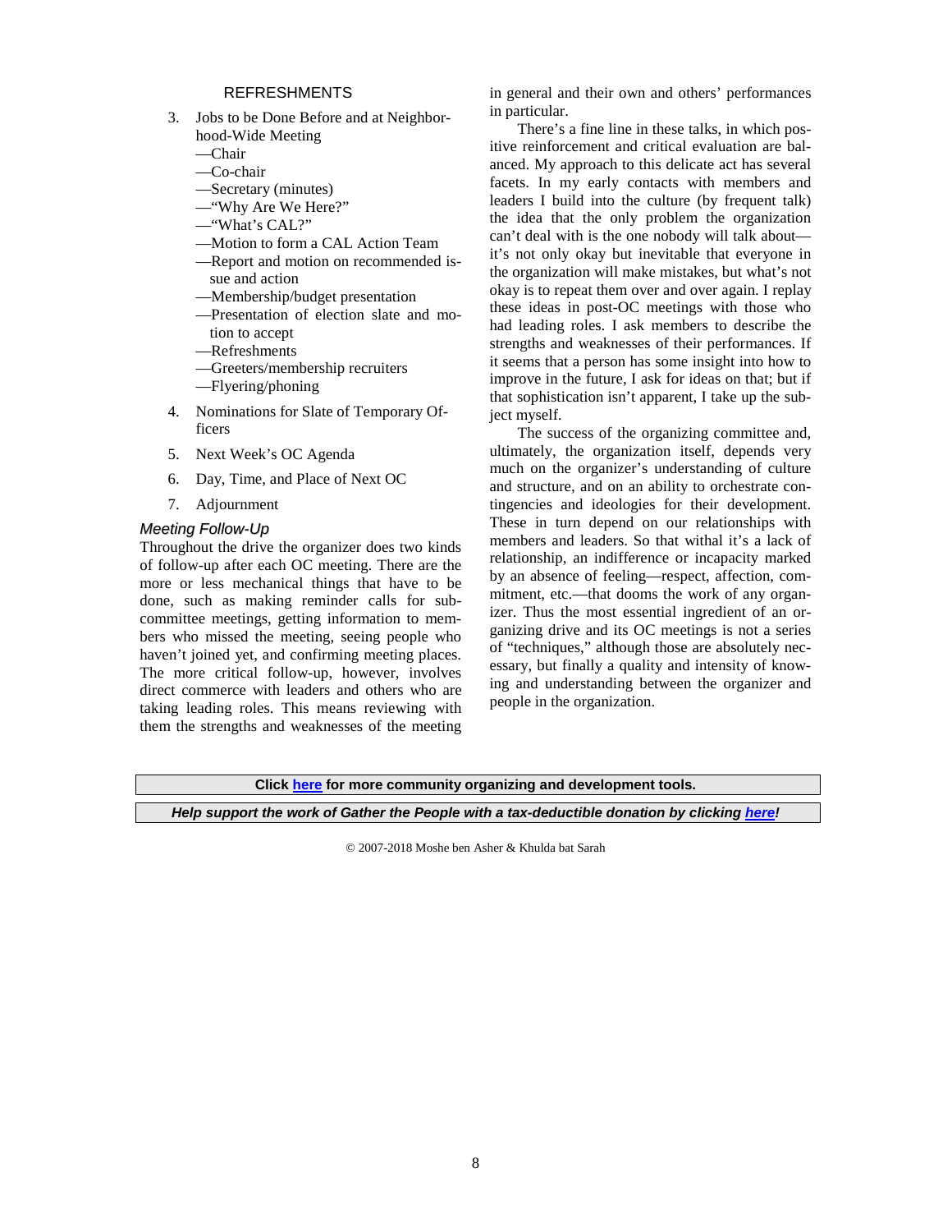REFRESHMENTS

3. Jobs to be Done Before and at Neighborhood-Wide Meeting
   —Chair
   —Co-chair
   —Secretary (minutes)
   —"Why Are We Here?"
   —"What's CAL?"
   —Motion to form a CAL Action Team
   —Report and motion on recommended issue and action
   —Membership/budget presentation
   —Presentation of election slate and motion to accept
   —Refreshments
   —Greeters/membership recruiters
   —Flyering/phoning
4. Nominations for Slate of Temporary Officers
5. Next Week's OC Agenda
6. Day, Time, and Place of Next OC
7. Adjournment

### *Meeting Follow-Up*

Throughout the drive the organizer does two kinds of follow-up after each OC meeting. There are the more or less mechanical things that have to be done, such as making reminder calls for subcommittee meetings, getting information to members who missed the meeting, seeing people who haven't joined yet, and confirming meeting places. The more critical follow-up, however, involves direct commerce with leaders and others who are taking leading roles. This means reviewing with them the strengths and weaknesses of the meeting in general and their own and others' performances in particular.

There's a fine line in these talks, in which positive reinforcement and critical evaluation are balanced. My approach to this delicate act has several facets. In my early contacts with members and leaders I build into the culture (by frequent talk) the idea that the only problem the organization can't deal with is the one nobody will talk about—it's not only okay but inevitable that everyone in the organization will make mistakes, but what's not okay is to repeat them over and over again. I replay these ideas in post-OC meetings with those who had leading roles. I ask members to describe the strengths and weaknesses of their performances. If it seems that a person has some insight into how to improve in the future, I ask for ideas on that; but if that sophistication isn't apparent, I take up the subject myself.

The success of the organizing committee and, ultimately, the organization itself, depends very much on the organizer's understanding of culture and structure, and on an ability to orchestrate contingencies and ideologies for their development. These in turn depend on our relationships with members and leaders. So that withal it's a lack of relationship, an indifference or incapacity marked by an absence of feeling—respect, affection, commitment, etc.—that dooms the work of any organizer. Thus the most essential ingredient of an organizing drive and its OC meetings is not a series of "techniques," although those are absolutely necessary, but finally a quality and intensity of knowing and understanding between the organizer and people in the organization.

**Click here for more community organizing and development tools.**

***Help support the work of Gather the People with a tax-deductible donation by clicking here!***

© 2007-2018 Moshe ben Asher & Khulda bat Sarah